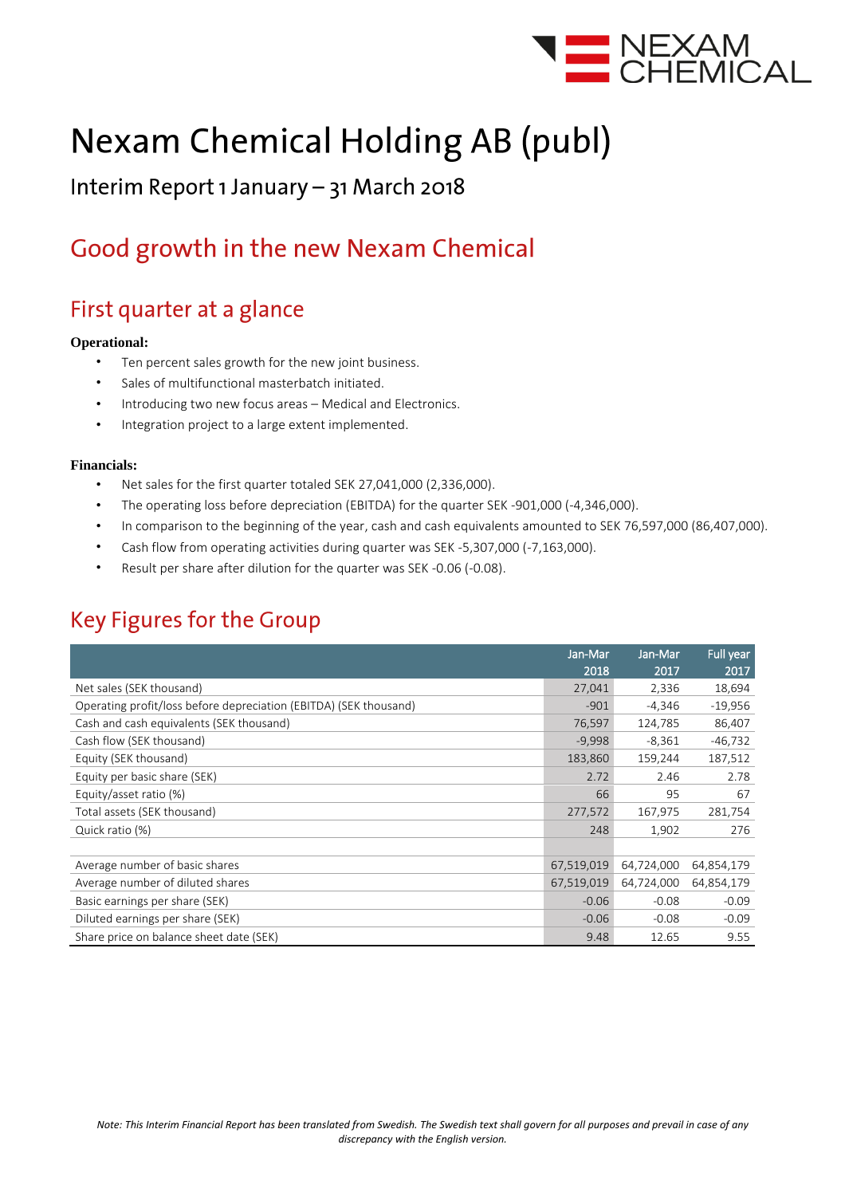# Nexam Chemical Holding AB (publ)

Interim Report 1 January – 31 March 2018

## Good growth in the new Nexam Chemical

## First quarter at a glance

**Operational:**

- Ten percent sales growth for the new joint business.
- Sales of multifunctional masterbatch initiated.
- Introducing two new focus areas – Medical and Electronics.
- Integration project to a large extent implemented.

**Financials:**

- Net sales for the first quarter totaled SEK 27,041,000 (2,336,000).
- The operating loss before depreciation (EBITDA) for the quarter SEK -901,000 (-4,346,000).
- In comparison to the beginning of the year, cash and cash equivalents amounted to SEK 76,597,000 (86,407,000).
- Cash flow from operating activities during quarter was SEK -5,307,000 (-7,163,000).
- Result per share after dilution for the quarter was SEK -0.06 (-0.08).

## Key Figures for the Group

| | Jan-Mar 2018 | Jan-Mar 2017 | Full year 2017 |
|---|---|---|---|
| Net sales (SEK thousand) | 27,041 | 2,336 | 18,694 |
| Operating profit/loss before depreciation (EBITDA) (SEK thousand) | -901 | -4,346 | -19,956 |
| Cash and cash equivalents (SEK thousand) | 76,597 | 124,785 | 86,407 |
| Cash flow (SEK thousand) | -9,998 | -8,361 | -46,732 |
| Equity (SEK thousand) | 183,860 | 159,244 | 187,512 |
| Equity per basic share (SEK) | 2.72 | 2.46 | 2.78 |
| Equity/asset ratio (%) | 66 | 95 | 67 |
| Total assets (SEK thousand) | 277,572 | 167,975 | 281,754 |
| Quick ratio (%) | 248 | 1,902 | 276 |
| | | | |
| Average number of basic shares | 67,519,019 | 64,724,000 | 64,854,179 |
| Average number of diluted shares | 67,519,019 | 64,724,000 | 64,854,179 |
| Basic earnings per share (SEK) | -0.06 | -0.08 | -0.09 |
| Diluted earnings per share (SEK) | -0.06 | -0.08 | -0.09 |
| Share price on balance sheet date (SEK) | 9.48 | 12.65 | 9.55 |

*Note: This Interim Financial Report has been translated from Swedish. The Swedish text shall govern for all purposes and prevail in case of any discrepancy with the English version.*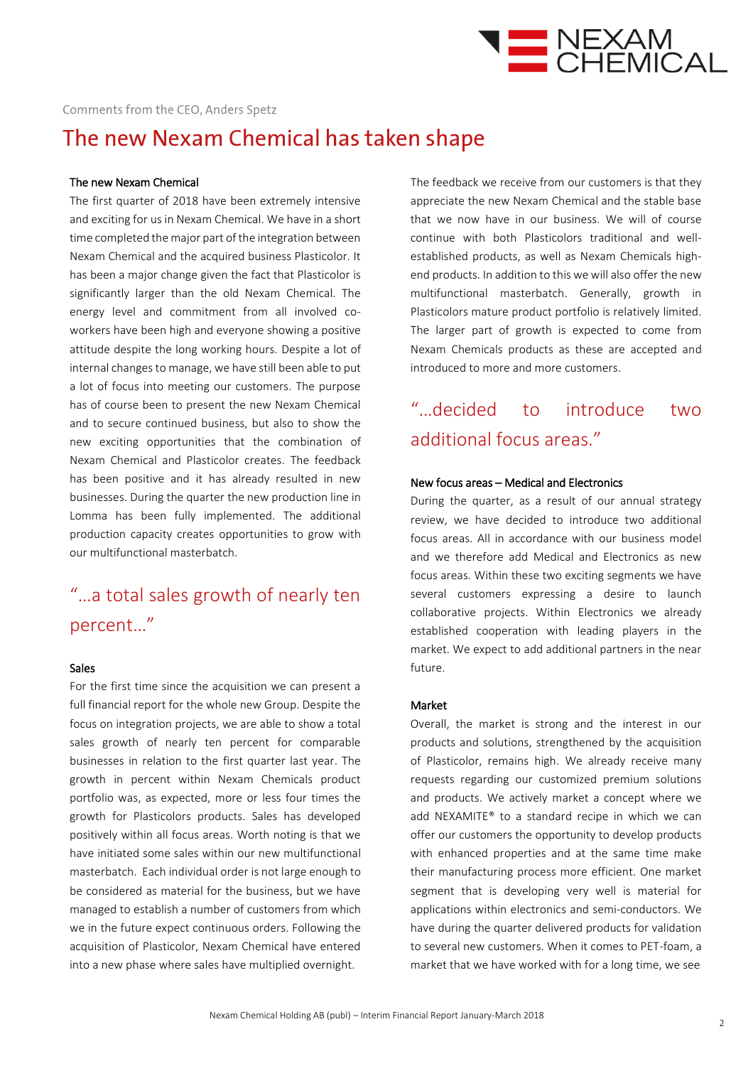Comments from the CEO, Anders Spetz

# The new Nexam Chemical has taken shape

### The new Nexam Chemical

The first quarter of 2018 have been extremely intensive and exciting for us in Nexam Chemical. We have in a short time completed the major part of the integration between Nexam Chemical and the acquired business Plasticolor. It has been a major change given the fact that Plasticolor is significantly larger than the old Nexam Chemical. The energy level and commitment from all involved co-workers have been high and everyone showing a positive attitude despite the long working hours. Despite a lot of internal changes to manage, we have still been able to put a lot of focus into meeting our customers. The purpose has of course been to present the new Nexam Chemical and to secure continued business, but also to show the new exciting opportunities that the combination of Nexam Chemical and Plasticolor creates. The feedback has been positive and it has already resulted in new businesses. During the quarter the new production line in Lomma has been fully implemented. The additional production capacity creates opportunities to grow with our multifunctional masterbatch.

> "…a total sales growth of nearly ten percent…"

### Sales

For the first time since the acquisition we can present a full financial report for the whole new Group. Despite the focus on integration projects, we are able to show a total sales growth of nearly ten percent for comparable businesses in relation to the first quarter last year. The growth in percent within Nexam Chemicals product portfolio was, as expected, more or less four times the growth for Plasticolors products. Sales has developed positively within all focus areas. Worth noting is that we have initiated some sales within our new multifunctional masterbatch. Each individual order is not large enough to be considered as material for the business, but we have managed to establish a number of customers from which we in the future expect continuous orders. Following the acquisition of Plasticolor, Nexam Chemical have entered into a new phase where sales have multiplied overnight.

The feedback we receive from our customers is that they appreciate the new Nexam Chemical and the stable base that we now have in our business. We will of course continue with both Plasticolors traditional and well-established products, as well as Nexam Chemicals high-end products. In addition to this we will also offer the new multifunctional masterbatch. Generally, growth in Plasticolors mature product portfolio is relatively limited. The larger part of growth is expected to come from Nexam Chemicals products as these are accepted and introduced to more and more customers.

> "…decided to introduce two additional focus areas."

### New focus areas – Medical and Electronics

During the quarter, as a result of our annual strategy review, we have decided to introduce two additional focus areas. All in accordance with our business model and we therefore add Medical and Electronics as new focus areas. Within these two exciting segments we have several customers expressing a desire to launch collaborative projects. Within Electronics we already established cooperation with leading players in the market. We expect to add additional partners in the near future.

### Market

Overall, the market is strong and the interest in our products and solutions, strengthened by the acquisition of Plasticolor, remains high. We already receive many requests regarding our customized premium solutions and products. We actively market a concept where we add NEXAMITE® to a standard recipe in which we can offer our customers the opportunity to develop products with enhanced properties and at the same time make their manufacturing process more efficient. One market segment that is developing very well is material for applications within electronics and semi-conductors. We have during the quarter delivered products for validation to several new customers. When it comes to PET-foam, a market that we have worked with for a long time, we see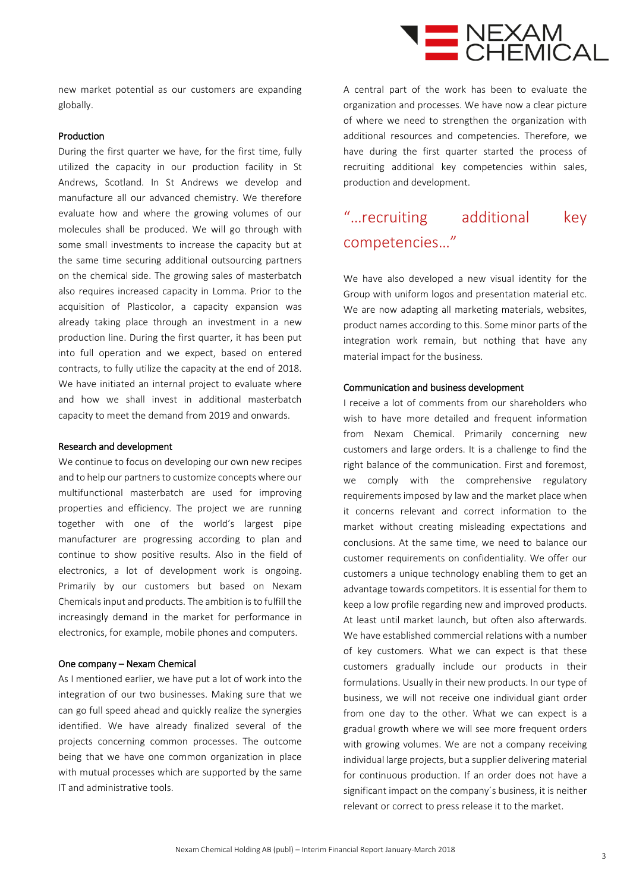new market potential as our customers are expanding globally.

### Production

During the first quarter we have, for the first time, fully utilized the capacity in our production facility in St Andrews, Scotland. In St Andrews we develop and manufacture all our advanced chemistry. We therefore evaluate how and where the growing volumes of our molecules shall be produced. We will go through with some small investments to increase the capacity but at the same time securing additional outsourcing partners on the chemical side. The growing sales of masterbatch also requires increased capacity in Lomma. Prior to the acquisition of Plasticolor, a capacity expansion was already taking place through an investment in a new production line. During the first quarter, it has been put into full operation and we expect, based on entered contracts, to fully utilize the capacity at the end of 2018. We have initiated an internal project to evaluate where and how we shall invest in additional masterbatch capacity to meet the demand from 2019 and onwards.

### Research and development

We continue to focus on developing our own new recipes and to help our partners to customize concepts where our multifunctional masterbatch are used for improving properties and efficiency. The project we are running together with one of the world's largest pipe manufacturer are progressing according to plan and continue to show positive results. Also in the field of electronics, a lot of development work is ongoing. Primarily by our customers but based on Nexam Chemicals input and products. The ambition is to fulfill the increasingly demand in the market for performance in electronics, for example, mobile phones and computers.

### One company – Nexam Chemical

As I mentioned earlier, we have put a lot of work into the integration of our two businesses. Making sure that we can go full speed ahead and quickly realize the synergies identified. We have already finalized several of the projects concerning common processes. The outcome being that we have one common organization in place with mutual processes which are supported by the same IT and administrative tools.

A central part of the work has been to evaluate the organization and processes. We have now a clear picture of where we need to strengthen the organization with additional resources and competencies. Therefore, we have during the first quarter started the process of recruiting additional key competencies within sales, production and development.

> "…recruiting additional key competencies…"

We have also developed a new visual identity for the Group with uniform logos and presentation material etc. We are now adapting all marketing materials, websites, product names according to this. Some minor parts of the integration work remain, but nothing that have any material impact for the business.

### Communication and business development

I receive a lot of comments from our shareholders who wish to have more detailed and frequent information from Nexam Chemical. Primarily concerning new customers and large orders. It is a challenge to find the right balance of the communication. First and foremost, we comply with the comprehensive regulatory requirements imposed by law and the market place when it concerns relevant and correct information to the market without creating misleading expectations and conclusions. At the same time, we need to balance our customer requirements on confidentiality. We offer our customers a unique technology enabling them to get an advantage towards competitors. It is essential for them to keep a low profile regarding new and improved products. At least until market launch, but often also afterwards. We have established commercial relations with a number of key customers. What we can expect is that these customers gradually include our products in their formulations. Usually in their new products. In our type of business, we will not receive one individual giant order from one day to the other. What we can expect is a gradual growth where we will see more frequent orders with growing volumes. We are not a company receiving individual large projects, but a supplier delivering material for continuous production. If an order does not have a significant impact on the company´s business, it is neither relevant or correct to press release it to the market.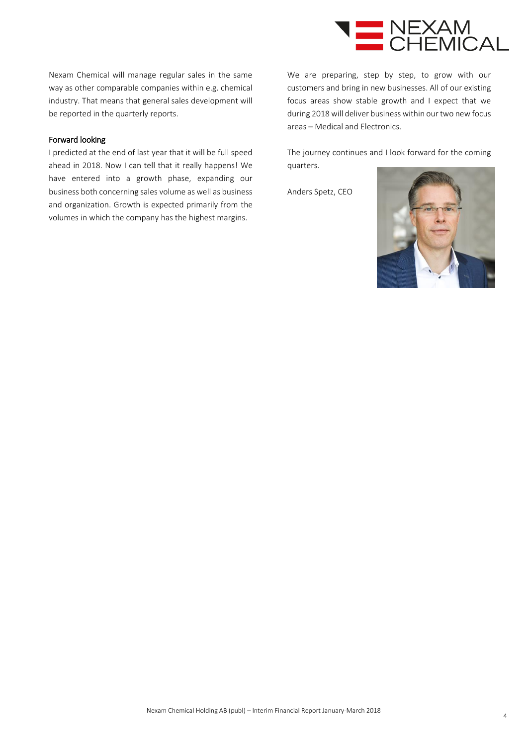Nexam Chemical will manage regular sales in the same way as other comparable companies within e.g. chemical industry. That means that general sales development will be reported in the quarterly reports.

### Forward looking

I predicted at the end of last year that it will be full speed ahead in 2018. Now I can tell that it really happens! We have entered into a growth phase, expanding our business both concerning sales volume as well as business and organization. Growth is expected primarily from the volumes in which the company has the highest margins.

We are preparing, step by step, to grow with our customers and bring in new businesses. All of our existing focus areas show stable growth and I expect that we during 2018 will deliver business within our two new focus areas – Medical and Electronics.

The journey continues and I look forward for the coming quarters.

Anders Spetz, CEO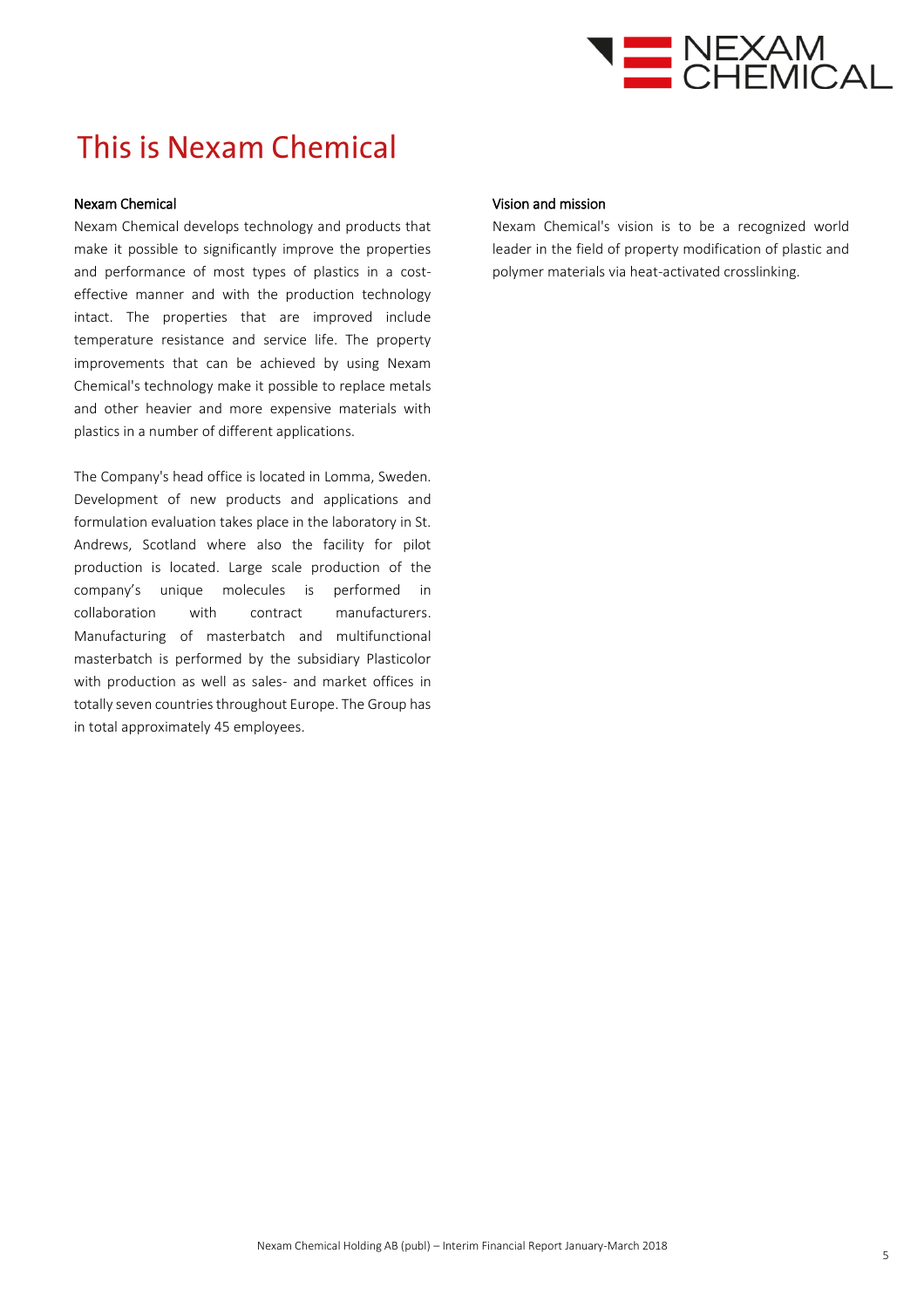# This is Nexam Chemical

### Nexam Chemical

Nexam Chemical develops technology and products that make it possible to significantly improve the properties and performance of most types of plastics in a cost-effective manner and with the production technology intact. The properties that are improved include temperature resistance and service life. The property improvements that can be achieved by using Nexam Chemical's technology make it possible to replace metals and other heavier and more expensive materials with plastics in a number of different applications.

The Company's head office is located in Lomma, Sweden. Development of new products and applications and formulation evaluation takes place in the laboratory in St. Andrews, Scotland where also the facility for pilot production is located. Large scale production of the company's unique molecules is performed in collaboration with contract manufacturers. Manufacturing of masterbatch and multifunctional masterbatch is performed by the subsidiary Plasticolor with production as well as sales- and market offices in totally seven countries throughout Europe. The Group has in total approximately 45 employees.

### Vision and mission

Nexam Chemical's vision is to be a recognized world leader in the field of property modification of plastic and polymer materials via heat-activated crosslinking.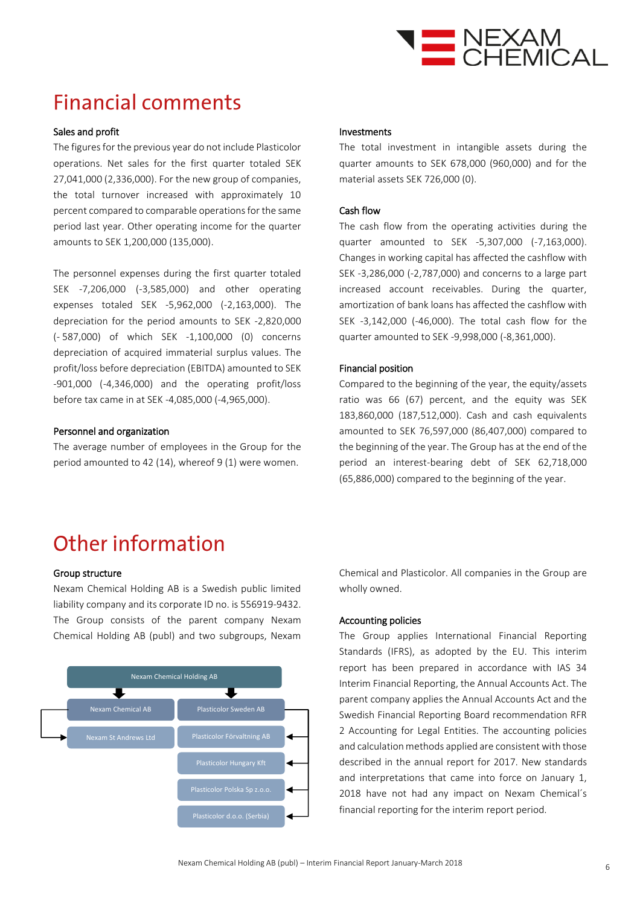# Financial comments

### Sales and profit

The figures for the previous year do not include Plasticolor operations. Net sales for the first quarter totaled SEK 27,041,000 (2,336,000). For the new group of companies, the total turnover increased with approximately 10 percent compared to comparable operations for the same period last year. Other operating income for the quarter amounts to SEK 1,200,000 (135,000).

The personnel expenses during the first quarter totaled SEK -7,206,000 (-3,585,000) and other operating expenses totaled SEK -5,962,000 (-2,163,000). The depreciation for the period amounts to SEK -2,820,000 (- 587,000) of which SEK -1,100,000 (0) concerns depreciation of acquired immaterial surplus values. The profit/loss before depreciation (EBITDA) amounted to SEK -901,000 (-4,346,000) and the operating profit/loss before tax came in at SEK -4,085,000 (-4,965,000).

### Personnel and organization

The average number of employees in the Group for the period amounted to 42 (14), whereof 9 (1) were women.

### Investments

The total investment in intangible assets during the quarter amounts to SEK 678,000 (960,000) and for the material assets SEK 726,000 (0).

### Cash flow

The cash flow from the operating activities during the quarter amounted to SEK -5,307,000 (-7,163,000). Changes in working capital has affected the cashflow with SEK -3,286,000 (-2,787,000) and concerns to a large part increased account receivables. During the quarter, amortization of bank loans has affected the cashflow with SEK -3,142,000 (-46,000). The total cash flow for the quarter amounted to SEK -9,998,000 (-8,361,000).

### Financial position

Compared to the beginning of the year, the equity/assets ratio was 66 (67) percent, and the equity was SEK 183,860,000 (187,512,000). Cash and cash equivalents amounted to SEK 76,597,000 (86,407,000) compared to the beginning of the year. The Group has at the end of the period an interest-bearing debt of SEK 62,718,000 (65,886,000) compared to the beginning of the year.

# Other information

### Group structure

Nexam Chemical Holding AB is a Swedish public limited liability company and its corporate ID no. is 556919-9432. The Group consists of the parent company Nexam Chemical Holding AB (publ) and two subgroups, Nexam Chemical and Plasticolor. All companies in the Group are wholly owned.

- Nexam Chemical Holding AB
  - Nexam Chemical AB
    - Nexam St Andrews Ltd
  - Plasticolor Sweden AB
    - Plasticolor Förvaltning AB
    - Plasticolor Hungary Kft
    - Plasticolor Polska Sp z.o.o.
    - Plasticolor d.o.o. (Serbia)

### Accounting policies

The Group applies International Financial Reporting Standards (IFRS), as adopted by the EU. This interim report has been prepared in accordance with IAS 34 Interim Financial Reporting, the Annual Accounts Act. The parent company applies the Annual Accounts Act and the Swedish Financial Reporting Board recommendation RFR 2 Accounting for Legal Entities. The accounting policies and calculation methods applied are consistent with those described in the annual report for 2017. New standards and interpretations that came into force on January 1, 2018 have not had any impact on Nexam Chemical´s financial reporting for the interim report period.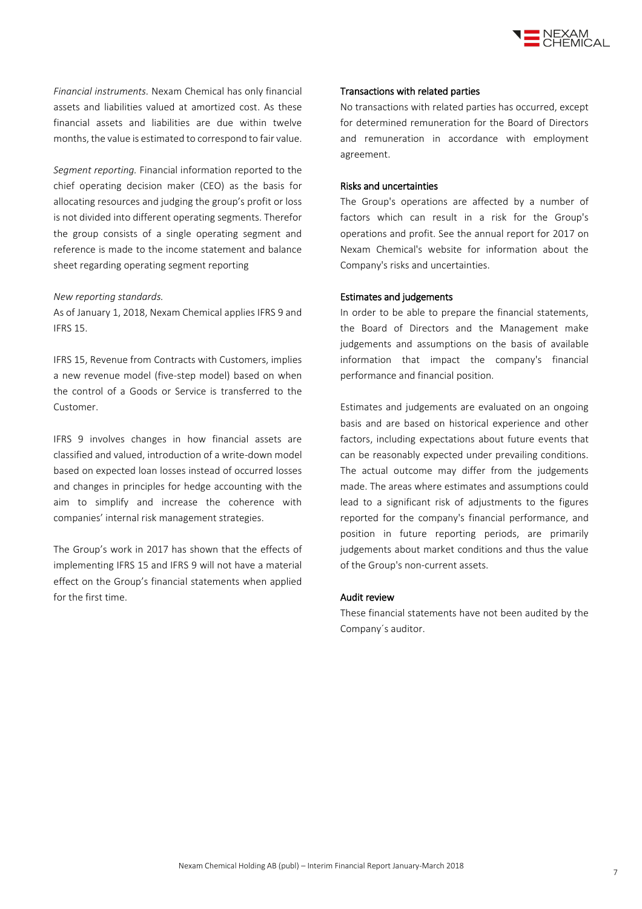*Financial instruments*. Nexam Chemical has only financial assets and liabilities valued at amortized cost. As these financial assets and liabilities are due within twelve months, the value is estimated to correspond to fair value.

*Segment reporting.* Financial information reported to the chief operating decision maker (CEO) as the basis for allocating resources and judging the group's profit or loss is not divided into different operating segments. Therefor the group consists of a single operating segment and reference is made to the income statement and balance sheet regarding operating segment reporting

*New reporting standards.*

As of January 1, 2018, Nexam Chemical applies IFRS 9 and IFRS 15.

IFRS 15, Revenue from Contracts with Customers, implies a new revenue model (five-step model) based on when the control of a Goods or Service is transferred to the Customer.

IFRS 9 involves changes in how financial assets are classified and valued, introduction of a write-down model based on expected loan losses instead of occurred losses and changes in principles for hedge accounting with the aim to simplify and increase the coherence with companies' internal risk management strategies.

The Group's work in 2017 has shown that the effects of implementing IFRS 15 and IFRS 9 will not have a material effect on the Group's financial statements when applied for the first time.

## Transactions with related parties

No transactions with related parties has occurred, except for determined remuneration for the Board of Directors and remuneration in accordance with employment agreement.

## Risks and uncertainties

The Group's operations are affected by a number of factors which can result in a risk for the Group's operations and profit. See the annual report for 2017 on Nexam Chemical's website for information about the Company's risks and uncertainties.

## Estimates and judgements

In order to be able to prepare the financial statements, the Board of Directors and the Management make judgements and assumptions on the basis of available information that impact the company's financial performance and financial position.

Estimates and judgements are evaluated on an ongoing basis and are based on historical experience and other factors, including expectations about future events that can be reasonably expected under prevailing conditions. The actual outcome may differ from the judgements made. The areas where estimates and assumptions could lead to a significant risk of adjustments to the figures reported for the company's financial performance, and position in future reporting periods, are primarily judgements about market conditions and thus the value of the Group's non-current assets.

## Audit review

These financial statements have not been audited by the Company´s auditor.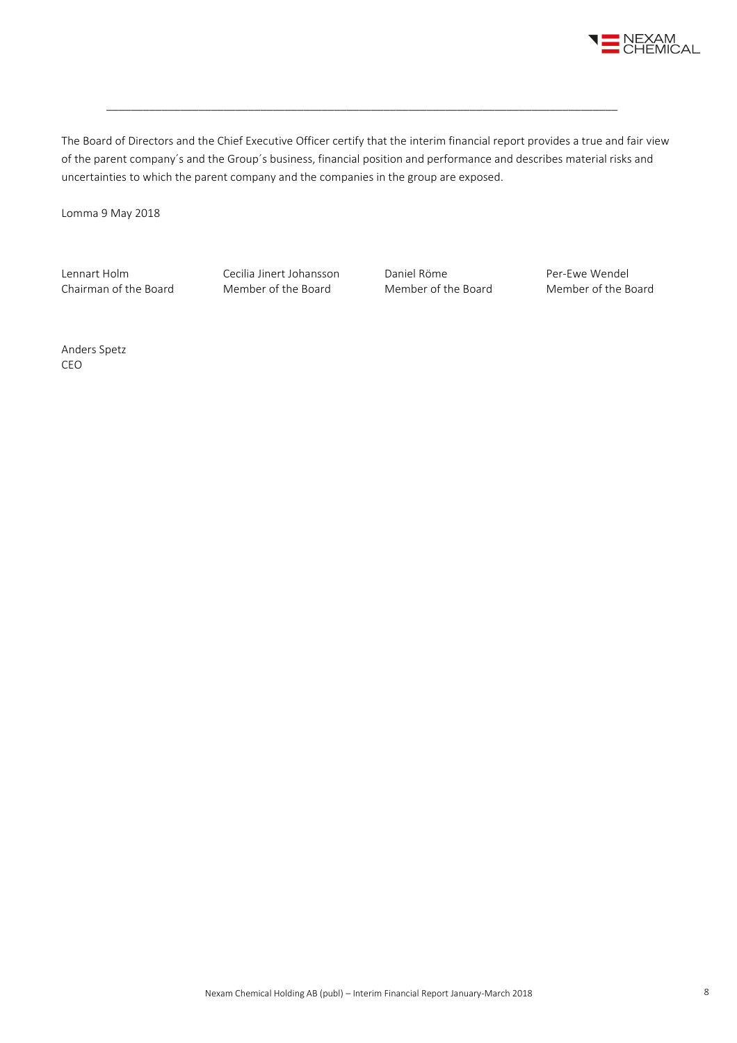The Board of Directors and the Chief Executive Officer certify that the interim financial report provides a true and fair view of the parent company´s and the Group´s business, financial position and performance and describes material risks and uncertainties to which the parent company and the companies in the group are exposed.

Lomma 9 May 2018

| Lennart Holm | Cecilia Jinert Johansson | Daniel Röme | Per-Ewe Wendel |
|---|---|---|---|
| Chairman of the Board | Member of the Board | Member of the Board | Member of the Board |

Anders Spetz
CEO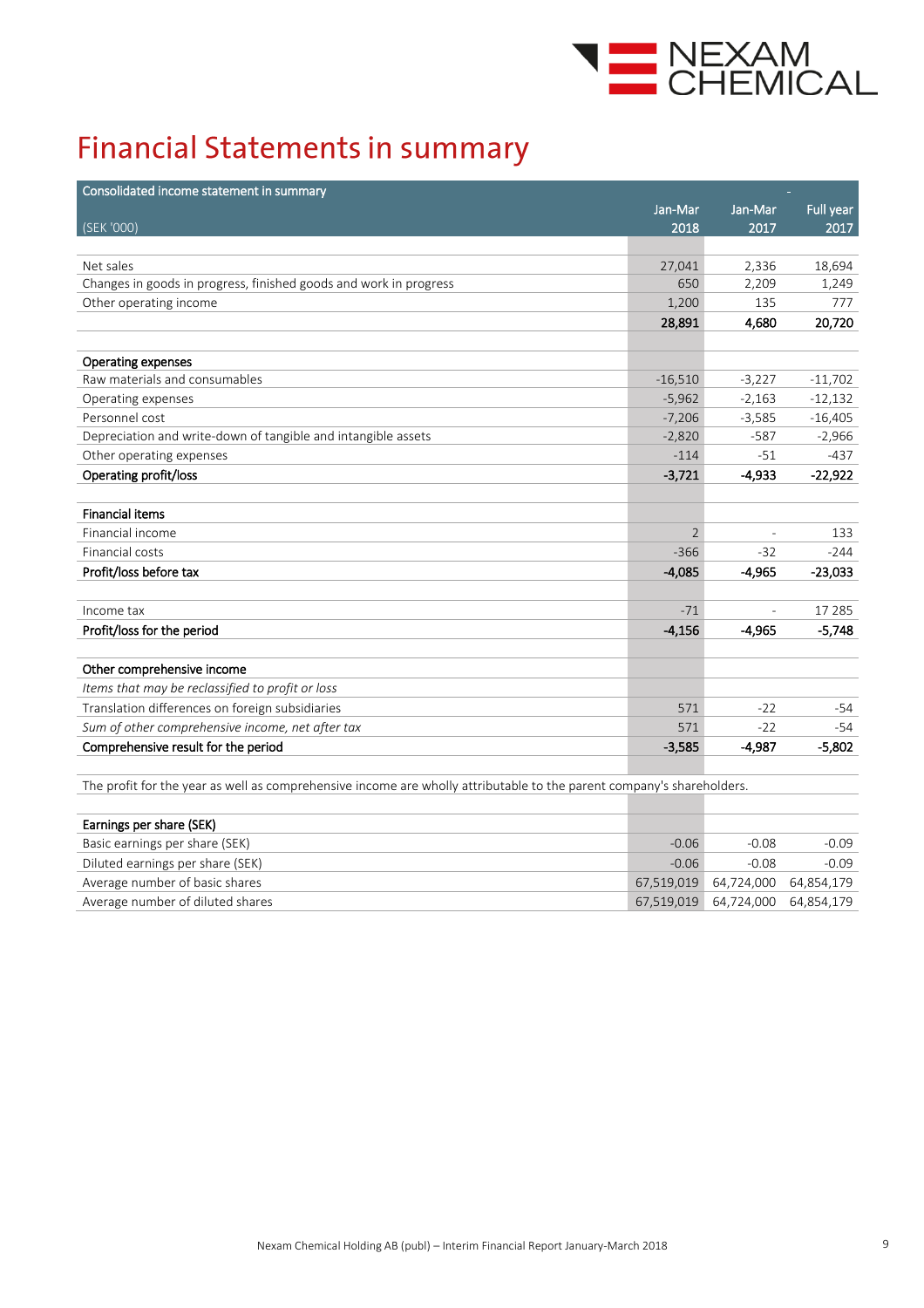# Financial Statements in summary

| Consolidated income statement in summary (SEK '000) | Jan-Mar 2018 | Jan-Mar 2017 | Full year 2017 |
|---|---|---|---|
| Net sales | 27,041 | 2,336 | 18,694 |
| Changes in goods in progress, finished goods and work in progress | 650 | 2,209 | 1,249 |
| Other operating income | 1,200 | 135 | 777 |
| | **28,891** | **4,680** | **20,720** |
| | | | |
| **Operating expenses** | | | |
| Raw materials and consumables | -16,510 | -3,227 | -11,702 |
| Operating expenses | -5,962 | -2,163 | -12,132 |
| Personnel cost | -7,206 | -3,585 | -16,405 |
| Depreciation and write-down of tangible and intangible assets | -2,820 | -587 | -2,966 |
| Other operating expenses | -114 | -51 | -437 |
| **Operating profit/loss** | **-3,721** | **-4,933** | **-22,922** |
| | | | |
| **Financial items** | | | |
| Financial income | 2 | - | 133 |
| Financial costs | -366 | -32 | -244 |
| **Profit/loss before tax** | **-4,085** | **-4,965** | **-23,033** |
| | | | |
| Income tax | -71 | - | 17 285 |
| **Profit/loss for the period** | **-4,156** | **-4,965** | **-5,748** |
| | | | |
| **Other comprehensive income** | | | |
| *Items that may be reclassified to profit or loss* | | | |
| Translation differences on foreign subsidiaries | 571 | -22 | -54 |
| *Sum of other comprehensive income, net after tax* | 571 | -22 | -54 |
| **Comprehensive result for the period** | **-3,585** | **-4,987** | **-5,802** |

The profit for the year as well as comprehensive income are wholly attributable to the parent company's shareholders.

| **Earnings per share (SEK)** | | | |
|---|---|---|---|
| Basic earnings per share (SEK) | -0.06 | -0.08 | -0.09 |
| Diluted earnings per share (SEK) | -0.06 | -0.08 | -0.09 |
| Average number of basic shares | 67,519,019 | 64,724,000 | 64,854,179 |
| Average number of diluted shares | 67,519,019 | 64,724,000 | 64,854,179 |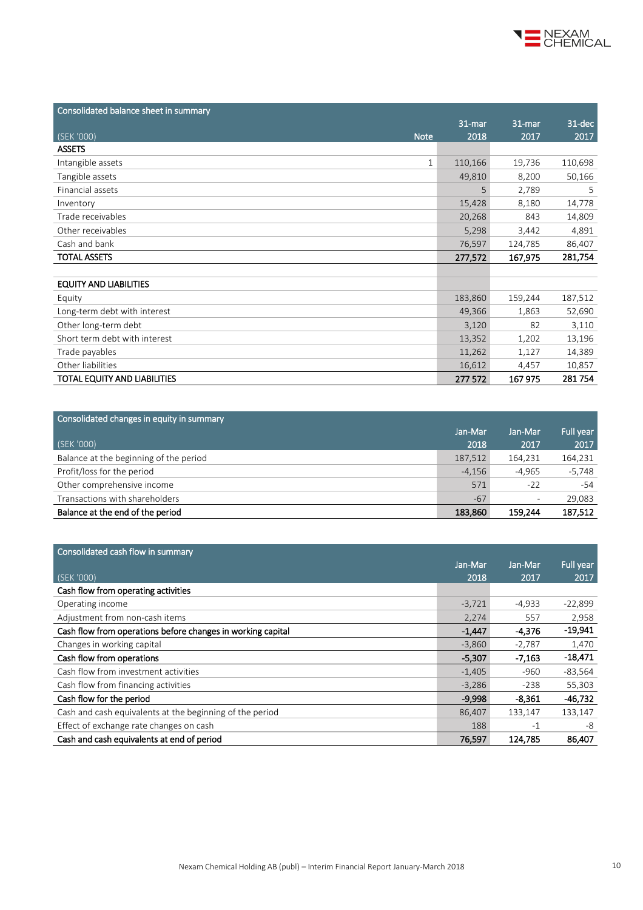## Consolidated balance sheet in summary

| (SEK '000) | Note | 31-mar 2018 | 31-mar 2017 | 31-dec 2017 |
|---|---|---|---|---|
| **ASSETS** | | | | |
| Intangible assets | 1 | 110,166 | 19,736 | 110,698 |
| Tangible assets | | 49,810 | 8,200 | 50,166 |
| Financial assets | | 5 | 2,789 | 5 |
| Inventory | | 15,428 | 8,180 | 14,778 |
| Trade receivables | | 20,268 | 843 | 14,809 |
| Other receivables | | 5,298 | 3,442 | 4,891 |
| Cash and bank | | 76,597 | 124,785 | 86,407 |
| **TOTAL ASSETS** | | **277,572** | **167,975** | **281,754** |
| | | | | |
| **EQUITY AND LIABILITIES** | | | | |
| Equity | | 183,860 | 159,244 | 187,512 |
| Long-term debt with interest | | 49,366 | 1,863 | 52,690 |
| Other long-term debt | | 3,120 | 82 | 3,110 |
| Short term debt with interest | | 13,352 | 1,202 | 13,196 |
| Trade payables | | 11,262 | 1,127 | 14,389 |
| Other liabilities | | 16,612 | 4,457 | 10,857 |
| **TOTAL EQUITY AND LIABILITIES** | | **277 572** | **167 975** | **281 754** |

## Consolidated changes in equity in summary

| (SEK '000) | Jan-Mar 2018 | Jan-Mar 2017 | Full year 2017 |
|---|---|---|---|
| Balance at the beginning of the period | 187,512 | 164,231 | 164,231 |
| Profit/loss for the period | -4,156 | -4,965 | -5,748 |
| Other comprehensive income | 571 | -22 | -54 |
| Transactions with shareholders | -67 | - | 29,083 |
| **Balance at the end of the period** | **183,860** | **159,244** | **187,512** |

## Consolidated cash flow in summary

| (SEK '000) | Jan-Mar 2018 | Jan-Mar 2017 | Full year 2017 |
|---|---|---|---|
| **Cash flow from operating activities** | | | |
| Operating income | -3,721 | -4,933 | -22,899 |
| Adjustment from non-cash items | 2,274 | 557 | 2,958 |
| **Cash flow from operations before changes in working capital** | **-1,447** | **-4,376** | **-19,941** |
| Changes in working capital | -3,860 | -2,787 | 1,470 |
| **Cash flow from operations** | **-5,307** | **-7,163** | **-18,471** |
| Cash flow from investment activities | -1,405 | -960 | -83,564 |
| Cash flow from financing activities | -3,286 | -238 | 55,303 |
| **Cash flow for the period** | **-9,998** | **-8,361** | **-46,732** |
| Cash and cash equivalents at the beginning of the period | 86,407 | 133,147 | 133,147 |
| Effect of exchange rate changes on cash | 188 | -1 | -8 |
| **Cash and cash equivalents at end of period** | **76,597** | **124,785** | **86,407** |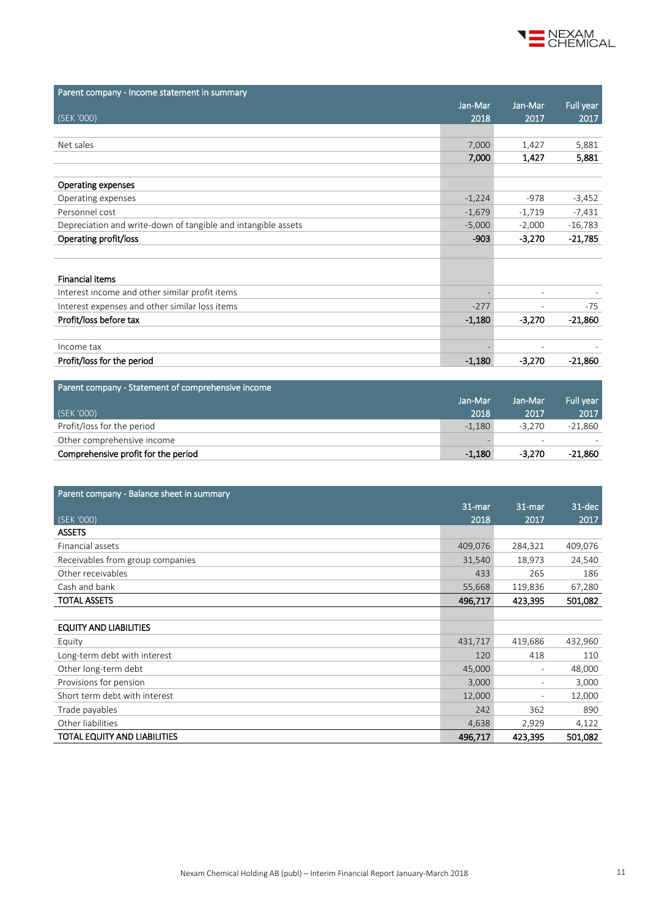## Parent company - Income statement in summary

| (SEK '000) | Jan-Mar 2018 | Jan-Mar 2017 | Full year 2017 |
|---|---|---|---|
| Net sales | 7,000 | 1,427 | 5,881 |
| | **7,000** | **1,427** | **5,881** |
| **Operating expenses** | | | |
| Operating expenses | -1,224 | -978 | -3,452 |
| Personnel cost | -1,679 | -1,719 | -7,431 |
| Depreciation and write-down of tangible and intangible assets | -5,000 | -2,000 | -16,783 |
| **Operating profit/loss** | **-903** | **-3,270** | **-21,785** |
| **Financial items** | | | |
| Interest income and other similar profit items | - | - | - |
| Interest expenses and other similar loss items | -277 | - | -75 |
| **Profit/loss before tax** | **-1,180** | **-3,270** | **-21,860** |
| Income tax | - | - | - |
| **Profit/loss for the period** | **-1,180** | **-3,270** | **-21,860** |

## Parent company - Statement of comprehensive income

| (SEK '000) | Jan-Mar 2018 | Jan-Mar 2017 | Full year 2017 |
|---|---|---|---|
| Profit/loss for the period | -1,180 | -3,270 | -21,860 |
| Other comprehensive income | - | - | - |
| **Comprehensive profit for the period** | **-1,180** | **-3,270** | **-21,860** |

## Parent company - Balance sheet in summary

| (SEK '000) | 31-mar 2018 | 31-mar 2017 | 31-dec 2017 |
|---|---|---|---|
| **ASSETS** | | | |
| Financial assets | 409,076 | 284,321 | 409,076 |
| Receivables from group companies | 31,540 | 18,973 | 24,540 |
| Other receivables | 433 | 265 | 186 |
| Cash and bank | 55,668 | 119,836 | 67,280 |
| **TOTAL ASSETS** | **496,717** | **423,395** | **501,082** |
| **EQUITY AND LIABILITIES** | | | |
| Equity | 431,717 | 419,686 | 432,960 |
| Long-term debt with interest | 120 | 418 | 110 |
| Other long-term debt | 45,000 | - | 48,000 |
| Provisions for pension | 3,000 | - | 3,000 |
| Short term debt with interest | 12,000 | - | 12,000 |
| Trade payables | 242 | 362 | 890 |
| Other liabilities | 4,638 | 2,929 | 4,122 |
| **TOTAL EQUITY AND LIABILITIES** | **496,717** | **423,395** | **501,082** |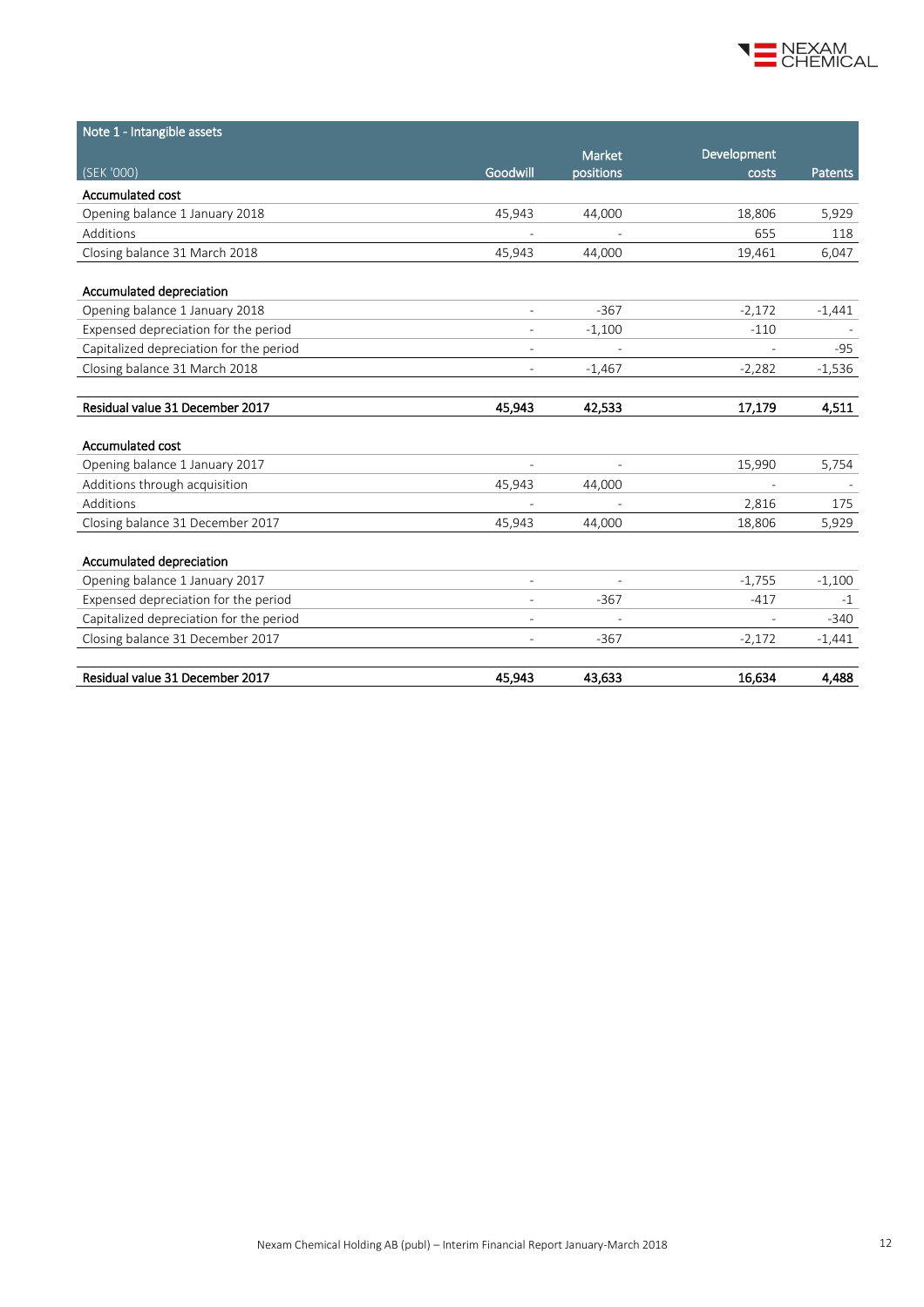| Note 1 - Intangible assets | | | | |
|---|---|---|---|---|
| (SEK '000) | Goodwill | Market positions | Development costs | Patents |
| **Accumulated cost** | | | | |
| Opening balance 1 January 2018 | 45,943 | 44,000 | 18,806 | 5,929 |
| Additions | - | - | 655 | 118 |
| Closing balance 31 March 2018 | 45,943 | 44,000 | 19,461 | 6,047 |
| | | | | |
| **Accumulated depreciation** | | | | |
| Opening balance 1 January 2018 | - | -367 | -2,172 | -1,441 |
| Expensed depreciation for the period | - | -1,100 | -110 | - |
| Capitalized depreciation for the period | - | - | - | -95 |
| Closing balance 31 March 2018 | - | -1,467 | -2,282 | -1,536 |
| | | | | |
| **Residual value 31 December 2017** | **45,943** | **42,533** | **17,179** | **4,511** |
| | | | | |
| **Accumulated cost** | | | | |
| Opening balance 1 January 2017 | - | - | 15,990 | 5,754 |
| Additions through acquisition | 45,943 | 44,000 | - | - |
| Additions | - | - | 2,816 | 175 |
| Closing balance 31 December 2017 | 45,943 | 44,000 | 18,806 | 5,929 |
| | | | | |
| **Accumulated depreciation** | | | | |
| Opening balance 1 January 2017 | - | - | -1,755 | -1,100 |
| Expensed depreciation for the period | - | -367 | -417 | -1 |
| Capitalized depreciation for the period | - | - | - | -340 |
| Closing balance 31 December 2017 | - | -367 | -2,172 | -1,441 |
| | | | | |
| **Residual value 31 December 2017** | **45,943** | **43,633** | **16,634** | **4,488** |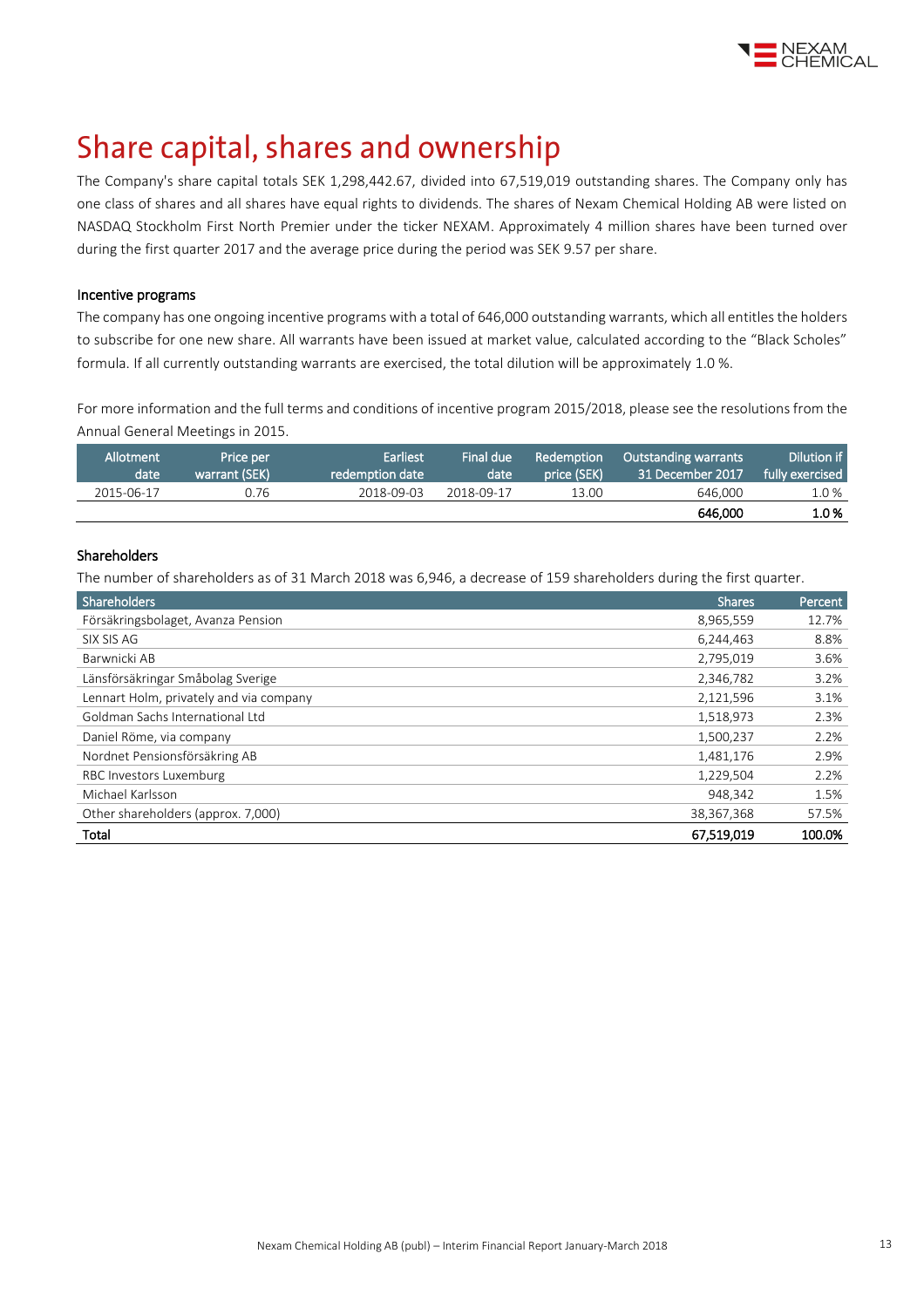# Share capital, shares and ownership

The Company's share capital totals SEK 1,298,442.67, divided into 67,519,019 outstanding shares. The Company only has one class of shares and all shares have equal rights to dividends. The shares of Nexam Chemical Holding AB were listed on NASDAQ Stockholm First North Premier under the ticker NEXAM. Approximately 4 million shares have been turned over during the first quarter 2017 and the average price during the period was SEK 9.57 per share.

### Incentive programs

The company has one ongoing incentive programs with a total of 646,000 outstanding warrants, which all entitles the holders to subscribe for one new share. All warrants have been issued at market value, calculated according to the "Black Scholes" formula. If all currently outstanding warrants are exercised, the total dilution will be approximately 1.0 %.

For more information and the full terms and conditions of incentive program 2015/2018, please see the resolutions from the Annual General Meetings in 2015.

| Allotment date | Price per warrant (SEK) | Earliest redemption date | Final due date | Redemption price (SEK) | Outstanding warrants 31 December 2017 | Dilution if fully exercised |
|---|---|---|---|---|---|---|
| 2015-06-17 | 0.76 | 2018-09-03 | 2018-09-17 | 13.00 | 646,000 | 1.0 % |
| | | | | | **646,000** | **1.0 %** |

### Shareholders

The number of shareholders as of 31 March 2018 was 6,946, a decrease of 159 shareholders during the first quarter.

| Shareholders | Shares | Percent |
|---|---|---|
| Försäkringsbolaget, Avanza Pension | 8,965,559 | 12.7% |
| SIX SIS AG | 6,244,463 | 8.8% |
| Barwnicki AB | 2,795,019 | 3.6% |
| Länsförsäkringar Småbolag Sverige | 2,346,782 | 3.2% |
| Lennart Holm, privately and via company | 2,121,596 | 3.1% |
| Goldman Sachs International Ltd | 1,518,973 | 2.3% |
| Daniel Röme, via company | 1,500,237 | 2.2% |
| Nordnet Pensionsförsäkring AB | 1,481,176 | 2.9% |
| RBC Investors Luxemburg | 1,229,504 | 2.2% |
| Michael Karlsson | 948,342 | 1.5% |
| Other shareholders (approx. 7,000) | 38,367,368 | 57.5% |
| **Total** | **67,519,019** | **100.0%** |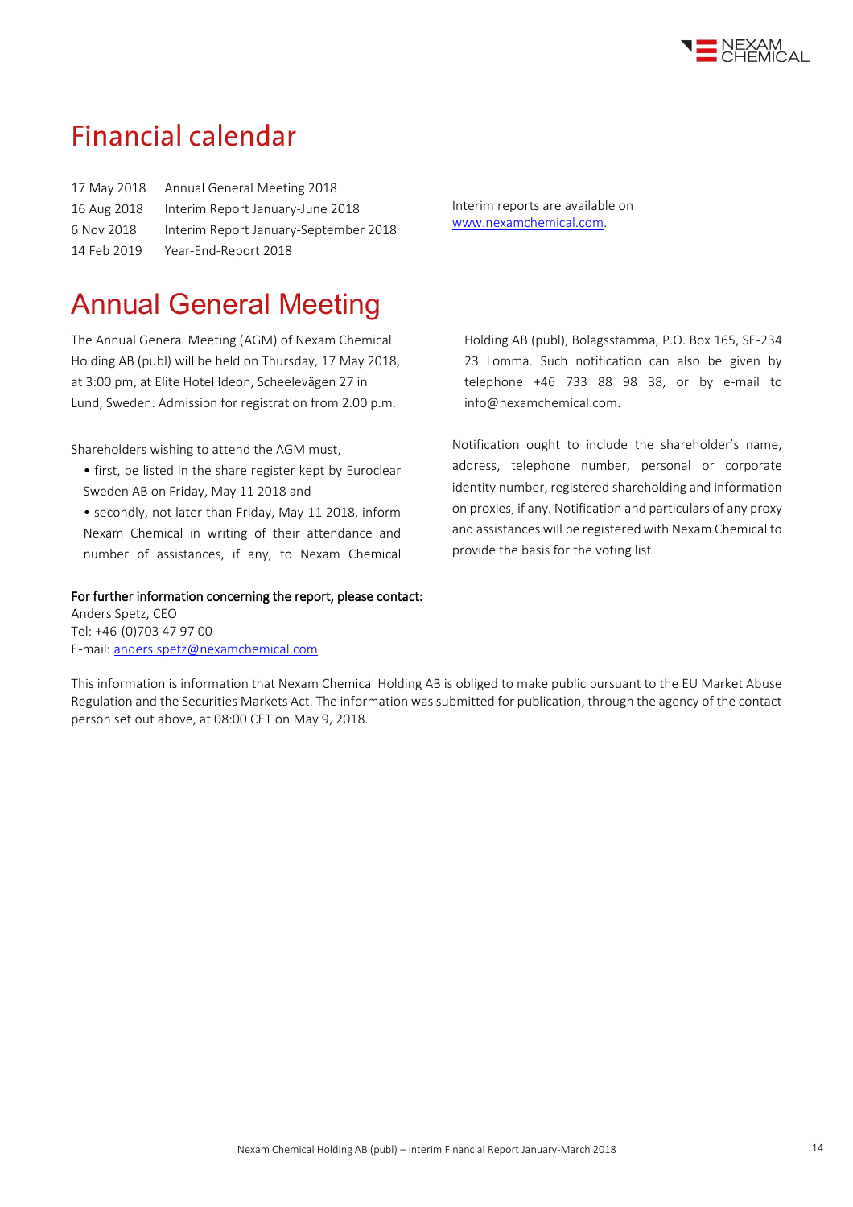# Financial calendar

| | |
|---|---|
| 17 May 2018 | Annual General Meeting 2018 |
| 16 Aug 2018 | Interim Report January-June 2018 |
| 6 Nov 2018 | Interim Report January-September 2018 |
| 14 Feb 2019 | Year-End-Report 2018 |

Interim reports are available on www.nexamchemical.com.

# Annual General Meeting

The Annual General Meeting (AGM) of Nexam Chemical Holding AB (publ) will be held on Thursday, 17 May 2018, at 3:00 pm, at Elite Hotel Ideon, Scheelevägen 27 in Lund, Sweden. Admission for registration from 2.00 p.m.

Shareholders wishing to attend the AGM must,

- first, be listed in the share register kept by Euroclear Sweden AB on Friday, May 11 2018 and
- secondly, not later than Friday, May 11 2018, inform Nexam Chemical in writing of their attendance and number of assistances, if any, to Nexam Chemical Holding AB (publ), Bolagsstämma, P.O. Box 165, SE-234 23 Lomma. Such notification can also be given by telephone +46 733 88 98 38, or by e-mail to info@nexamchemical.com.

Notification ought to include the shareholder's name, address, telephone number, personal or corporate identity number, registered shareholding and information on proxies, if any. Notification and particulars of any proxy and assistances will be registered with Nexam Chemical to provide the basis for the voting list.

**For further information concerning the report, please contact:**
Anders Spetz, CEO
Tel: +46-(0)703 47 97 00
E-mail: anders.spetz@nexamchemical.com

This information is information that Nexam Chemical Holding AB is obliged to make public pursuant to the EU Market Abuse Regulation and the Securities Markets Act. The information was submitted for publication, through the agency of the contact person set out above, at 08:00 CET on May 9, 2018.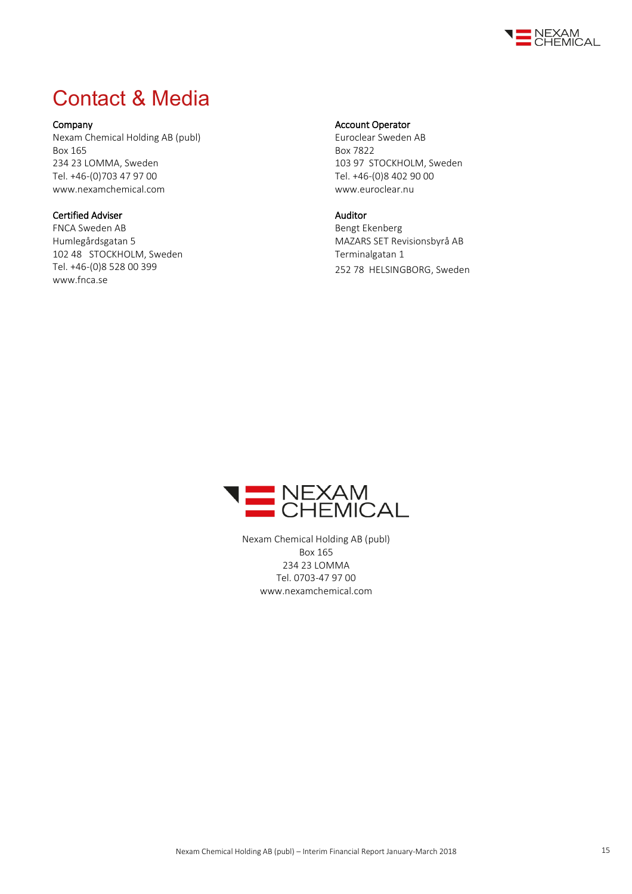# Contact & Media

**Company**
Nexam Chemical Holding AB (publ)
Box 165
234 23 LOMMA, Sweden
Tel. +46-(0)703 47 97 00
www.nexamchemical.com

**Certified Adviser**
FNCA Sweden AB
Humlegårdsgatan 5
102 48 STOCKHOLM, Sweden
Tel. +46-(0)8 528 00 399
www.fnca.se

**Account Operator**
Euroclear Sweden AB
Box 7822
103 97 STOCKHOLM, Sweden
Tel. +46-(0)8 402 90 00
www.euroclear.nu

**Auditor**
Bengt Ekenberg
MAZARS SET Revisionsbyrå AB
Terminalgatan 1
252 78 HELSINGBORG, Sweden

NEXAM CHEMICAL

Nexam Chemical Holding AB (publ)
Box 165
234 23 LOMMA
Tel. 0703-47 97 00
www.nexamchemical.com